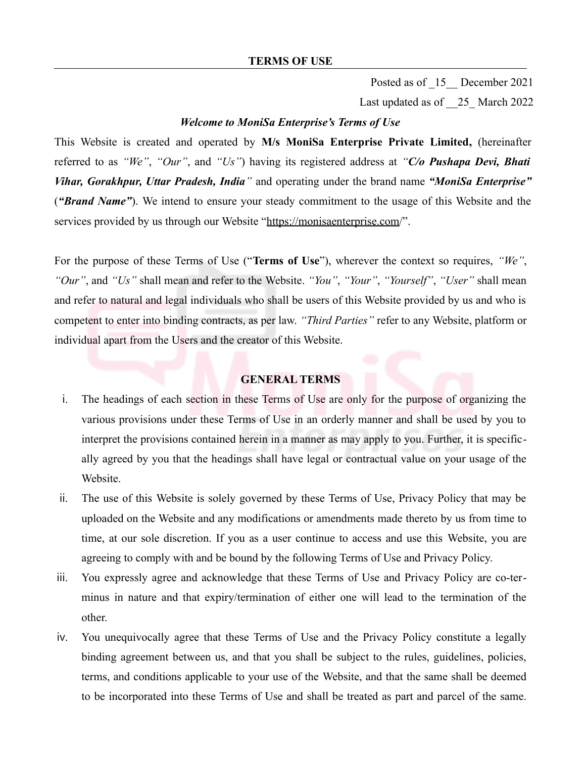# TERMS OF USE

Posted as of _15__ December 2021

Last updated as of __25_ March 2022

***Welcome to MoniSa Enterprise's Terms of Use***

This Website is created and operated by **M/s MoniSa Enterprise Private Limited,** (hereinafter referred to as *"We"*, *"Our"*, and *"Us"*) having its registered address at ***"C/o Pushapa Devi, Bhati Vihar, Gorakhpur, Uttar Pradesh, India"*** and operating under the brand name ***"MoniSa Enterprise"*** (***"Brand Name"***). We intend to ensure your steady commitment to the usage of this Website and the services provided by us through our Website "https://monisaenterprise.com/".

For the purpose of these Terms of Use ("**Terms of Use**"), wherever the context so requires, *"We"*, *"Our"*, and *"Us"* shall mean and refer to the Website. *"You"*, *"Your"*, *"Yourself"*, *"User"* shall mean and refer to natural and legal individuals who shall be users of this Website provided by us and who is competent to enter into binding contracts, as per law. *"Third Parties"* refer to any Website, platform or individual apart from the Users and the creator of this Website.

## GENERAL TERMS

i. The headings of each section in these Terms of Use are only for the purpose of organizing the various provisions under these Terms of Use in an orderly manner and shall be used by you to interpret the provisions contained herein in a manner as may apply to you. Further, it is specifically agreed by you that the headings shall have legal or contractual value on your usage of the Website.

ii. The use of this Website is solely governed by these Terms of Use, Privacy Policy that may be uploaded on the Website and any modifications or amendments made thereto by us from time to time, at our sole discretion. If you as a user continue to access and use this Website, you are agreeing to comply with and be bound by the following Terms of Use and Privacy Policy.

iii. You expressly agree and acknowledge that these Terms of Use and Privacy Policy are co-terminus in nature and that expiry/termination of either one will lead to the termination of the other.

iv. You unequivocally agree that these Terms of Use and the Privacy Policy constitute a legally binding agreement between us, and that you shall be subject to the rules, guidelines, policies, terms, and conditions applicable to your use of the Website, and that the same shall be deemed to be incorporated into these Terms of Use and shall be treated as part and parcel of the same.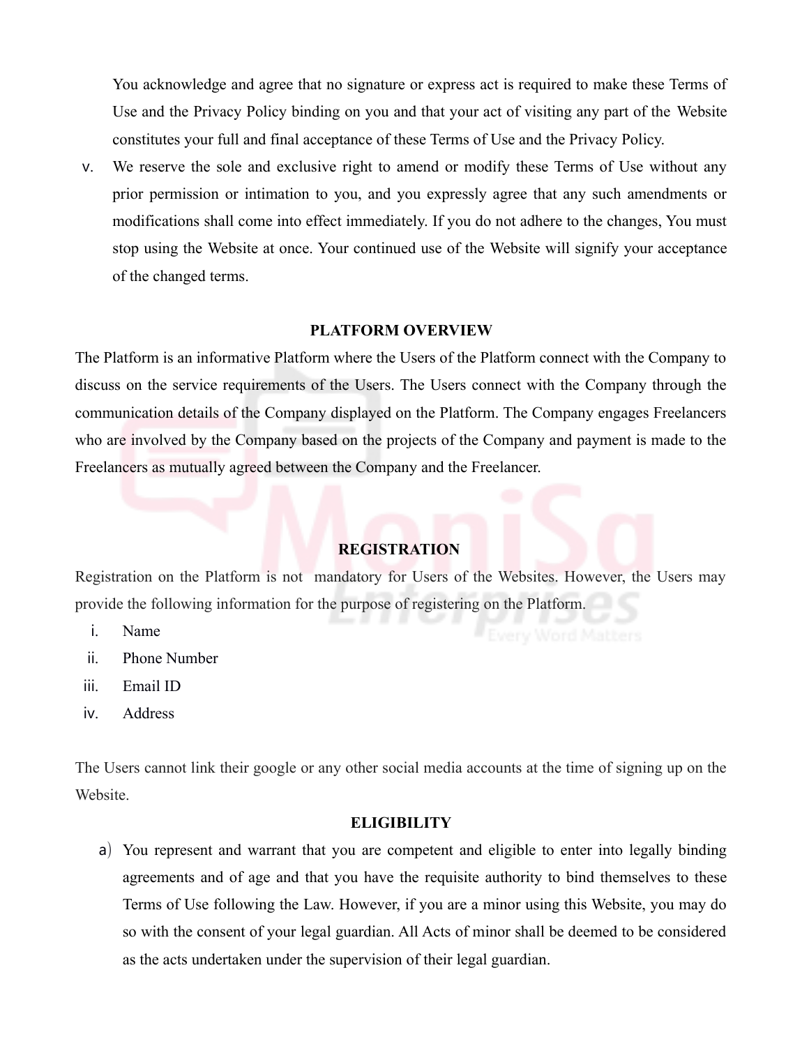You acknowledge and agree that no signature or express act is required to make these Terms of Use and the Privacy Policy binding on you and that your act of visiting any part of the Website constitutes your full and final acceptance of these Terms of Use and the Privacy Policy.

v. We reserve the sole and exclusive right to amend or modify these Terms of Use without any prior permission or intimation to you, and you expressly agree that any such amendments or modifications shall come into effect immediately. If you do not adhere to the changes, You must stop using the Website at once. Your continued use of the Website will signify your acceptance of the changed terms.

## PLATFORM OVERVIEW

The Platform is an informative Platform where the Users of the Platform connect with the Company to discuss on the service requirements of the Users. The Users connect with the Company through the communication details of the Company displayed on the Platform. The Company engages Freelancers who are involved by the Company based on the projects of the Company and payment is made to the Freelancers as mutually agreed between the Company and the Freelancer.

## REGISTRATION

Registration on the Platform is not mandatory for Users of the Websites. However, the Users may provide the following information for the purpose of registering on the Platform.

i. Name
ii. Phone Number
iii. Email ID
iv. Address

The Users cannot link their google or any other social media accounts at the time of signing up on the Website.

## ELIGIBILITY

a) You represent and warrant that you are competent and eligible to enter into legally binding agreements and of age and that you have the requisite authority to bind themselves to these Terms of Use following the Law. However, if you are a minor using this Website, you may do so with the consent of your legal guardian. All Acts of minor shall be deemed to be considered as the acts undertaken under the supervision of their legal guardian.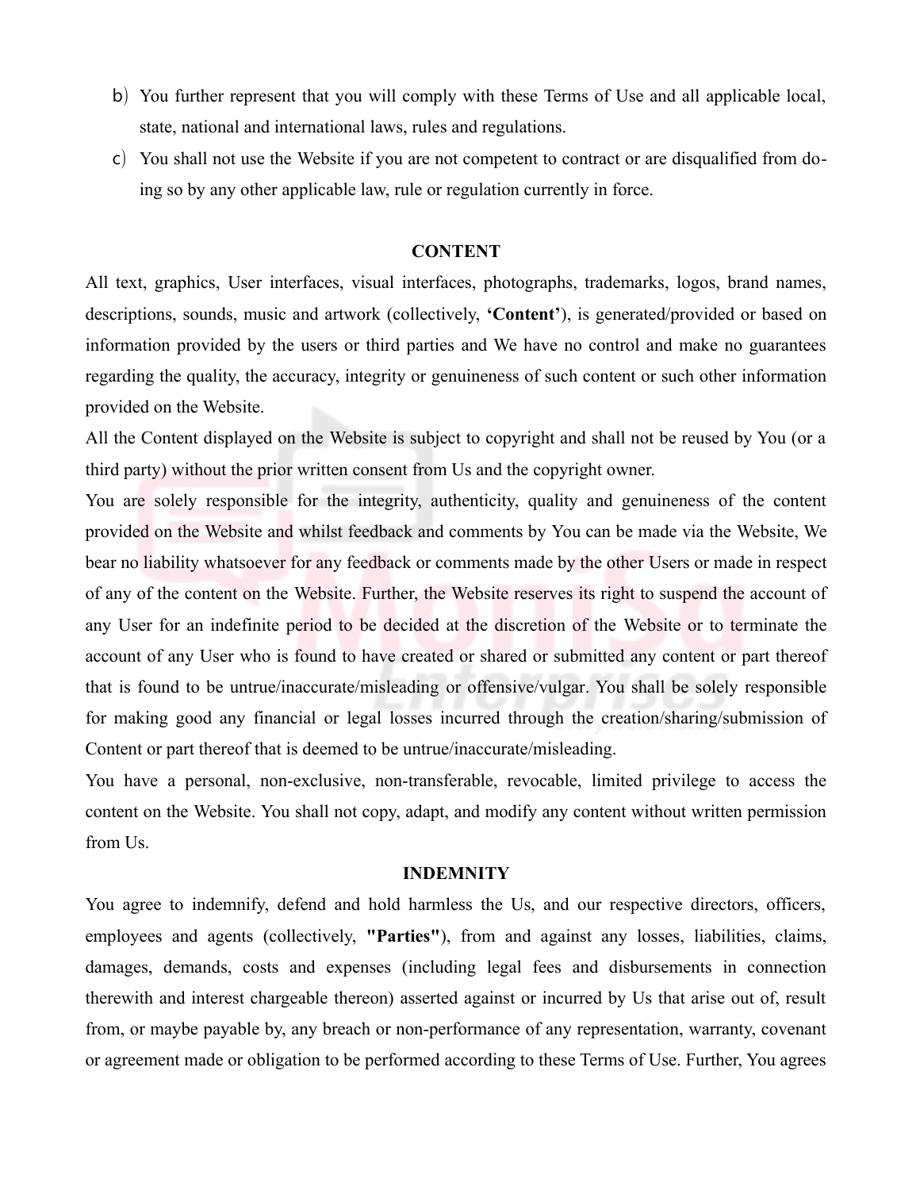b) You further represent that you will comply with these Terms of Use and all applicable local, state, national and international laws, rules and regulations.

c) You shall not use the Website if you are not competent to contract or are disqualified from doing so by any other applicable law, rule or regulation currently in force.

## CONTENT

All text, graphics, User interfaces, visual interfaces, photographs, trademarks, logos, brand names, descriptions, sounds, music and artwork (collectively, **'Content'**), is generated/provided or based on information provided by the users or third parties and We have no control and make no guarantees regarding the quality, the accuracy, integrity or genuineness of such content or such other information provided on the Website.

All the Content displayed on the Website is subject to copyright and shall not be reused by You (or a third party) without the prior written consent from Us and the copyright owner.

You are solely responsible for the integrity, authenticity, quality and genuineness of the content provided on the Website and whilst feedback and comments by You can be made via the Website, We bear no liability whatsoever for any feedback or comments made by the other Users or made in respect of any of the content on the Website. Further, the Website reserves its right to suspend the account of any User for an indefinite period to be decided at the discretion of the Website or to terminate the account of any User who is found to have created or shared or submitted any content or part thereof that is found to be untrue/inaccurate/misleading or offensive/vulgar. You shall be solely responsible for making good any financial or legal losses incurred through the creation/sharing/submission of Content or part thereof that is deemed to be untrue/inaccurate/misleading.

You have a personal, non-exclusive, non-transferable, revocable, limited privilege to access the content on the Website. You shall not copy, adapt, and modify any content without written permission from Us.

## INDEMNITY

You agree to indemnify, defend and hold harmless the Us, and our respective directors, officers, employees and agents (collectively, **"Parties"**), from and against any losses, liabilities, claims, damages, demands, costs and expenses (including legal fees and disbursements in connection therewith and interest chargeable thereon) asserted against or incurred by Us that arise out of, result from, or maybe payable by, any breach or non-performance of any representation, warranty, covenant or agreement made or obligation to be performed according to these Terms of Use. Further, You agrees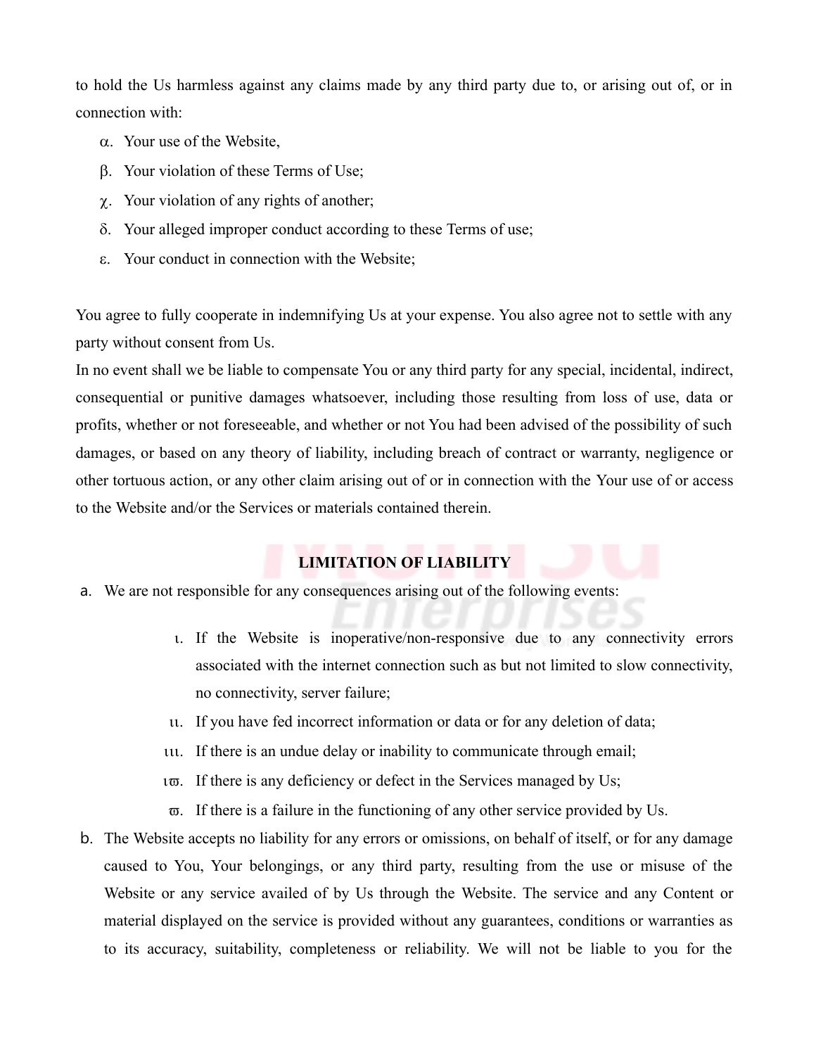to hold the Us harmless against any claims made by any third party due to, or arising out of, or in connection with:

α. Your use of the Website,

β. Your violation of these Terms of Use;

χ. Your violation of any rights of another;

δ. Your alleged improper conduct according to these Terms of use;

ε. Your conduct in connection with the Website;

You agree to fully cooperate in indemnifying Us at your expense. You also agree not to settle with any party without consent from Us.

In no event shall we be liable to compensate You or any third party for any special, incidental, indirect, consequential or punitive damages whatsoever, including those resulting from loss of use, data or profits, whether or not foreseeable, and whether or not You had been advised of the possibility of such damages, or based on any theory of liability, including breach of contract or warranty, negligence or other tortuous action, or any other claim arising out of or in connection with the Your use of or access to the Website and/or the Services or materials contained therein.

**LIMITATION OF LIABILITY**

a. We are not responsible for any consequences arising out of the following events:

   ι. If the Website is inoperative/non-responsive due to any connectivity errors associated with the internet connection such as but not limited to slow connectivity, no connectivity, server failure;

   ιι. If you have fed incorrect information or data or for any deletion of data;

   ιιι. If there is an undue delay or inability to communicate through email;

   ιϖ. If there is any deficiency or defect in the Services managed by Us;

   ϖ. If there is a failure in the functioning of any other service provided by Us.

b. The Website accepts no liability for any errors or omissions, on behalf of itself, or for any damage caused to You, Your belongings, or any third party, resulting from the use or misuse of the Website or any service availed of by Us through the Website. The service and any Content or material displayed on the service is provided without any guarantees, conditions or warranties as to its accuracy, suitability, completeness or reliability. We will not be liable to you for the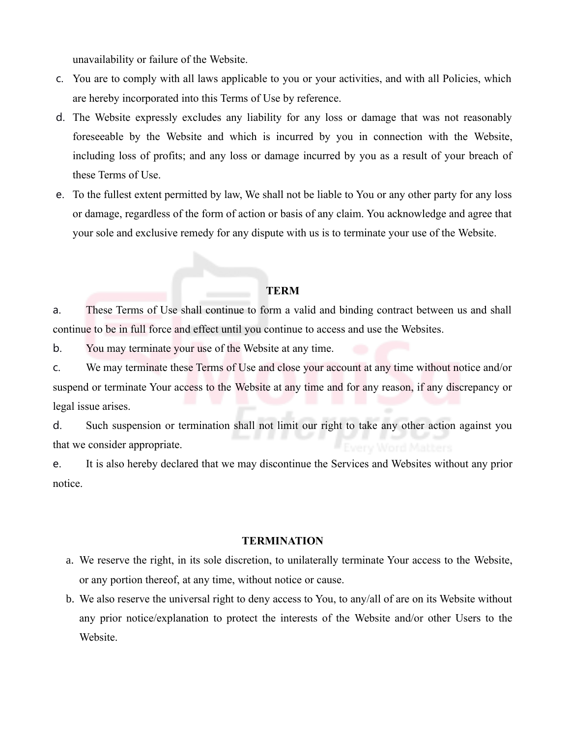unavailability or failure of the Website.

c. You are to comply with all laws applicable to you or your activities, and with all Policies, which are hereby incorporated into this Terms of Use by reference.

d. The Website expressly excludes any liability for any loss or damage that was not reasonably foreseeable by the Website and which is incurred by you in connection with the Website, including loss of profits; and any loss or damage incurred by you as a result of your breach of these Terms of Use.

e. To the fullest extent permitted by law, We shall not be liable to You or any other party for any loss or damage, regardless of the form of action or basis of any claim. You acknowledge and agree that your sole and exclusive remedy for any dispute with us is to terminate your use of the Website.

## TERM

a. These Terms of Use shall continue to form a valid and binding contract between us and shall continue to be in full force and effect until you continue to access and use the Websites.

b. You may terminate your use of the Website at any time.

c. We may terminate these Terms of Use and close your account at any time without notice and/or suspend or terminate Your access to the Website at any time and for any reason, if any discrepancy or legal issue arises.

d. Such suspension or termination shall not limit our right to take any other action against you that we consider appropriate.

e. It is also hereby declared that we may discontinue the Services and Websites without any prior notice.

## TERMINATION

a. We reserve the right, in its sole discretion, to unilaterally terminate Your access to the Website, or any portion thereof, at any time, without notice or cause.

b. We also reserve the universal right to deny access to You, to any/all of are on its Website without any prior notice/explanation to protect the interests of the Website and/or other Users to the Website.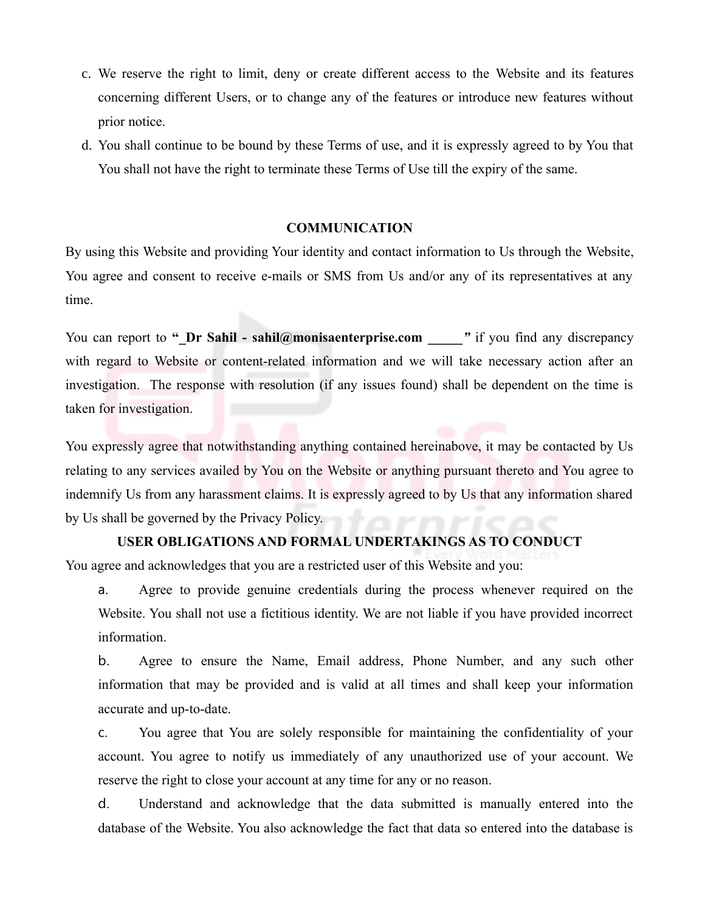c. We reserve the right to limit, deny or create different access to the Website and its features concerning different Users, or to change any of the features or introduce new features without prior notice.

d. You shall continue to be bound by these Terms of use, and it is expressly agreed to by You that You shall not have the right to terminate these Terms of Use till the expiry of the same.

## COMMUNICATION

By using this Website and providing Your identity and contact information to Us through the Website, You agree and consent to receive e-mails or SMS from Us and/or any of its representatives at any time.

You can report to **"_Dr Sahil - sahil@monisaenterprise.com _____"** if you find any discrepancy with regard to Website or content-related information and we will take necessary action after an investigation. The response with resolution (if any issues found) shall be dependent on the time is taken for investigation.

You expressly agree that notwithstanding anything contained hereinabove, it may be contacted by Us relating to any services availed by You on the Website or anything pursuant thereto and You agree to indemnify Us from any harassment claims. It is expressly agreed to by Us that any information shared by Us shall be governed by the Privacy Policy.

## USER OBLIGATIONS AND FORMAL UNDERTAKINGS AS TO CONDUCT

You agree and acknowledges that you are a restricted user of this Website and you:

a. Agree to provide genuine credentials during the process whenever required on the Website. You shall not use a fictitious identity. We are not liable if you have provided incorrect information.

b. Agree to ensure the Name, Email address, Phone Number, and any such other information that may be provided and is valid at all times and shall keep your information accurate and up-to-date.

c. You agree that You are solely responsible for maintaining the confidentiality of your account. You agree to notify us immediately of any unauthorized use of your account. We reserve the right to close your account at any time for any or no reason.

d. Understand and acknowledge that the data submitted is manually entered into the database of the Website. You also acknowledge the fact that data so entered into the database is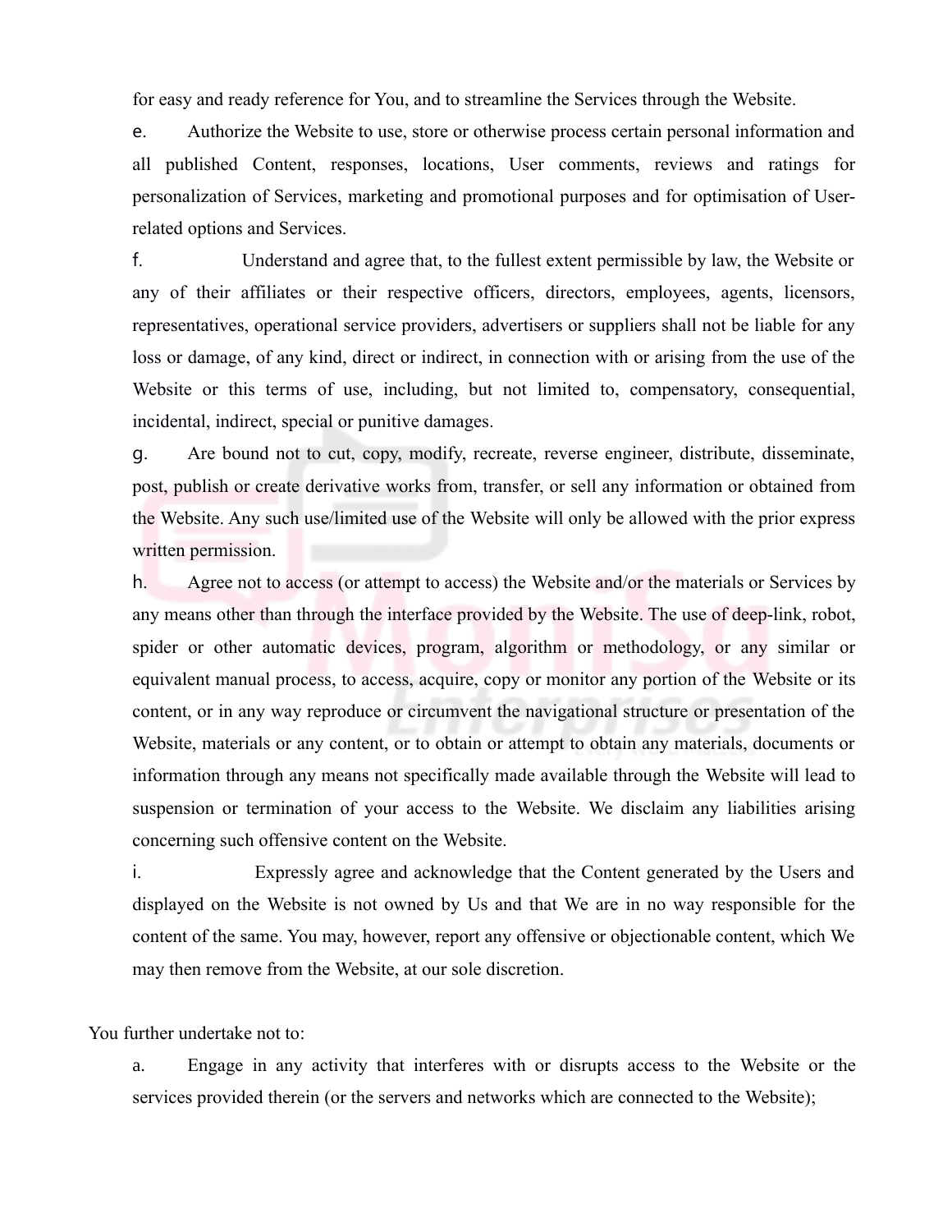for easy and ready reference for You, and to streamline the Services through the Website.

e. Authorize the Website to use, store or otherwise process certain personal information and all published Content, responses, locations, User comments, reviews and ratings for personalization of Services, marketing and promotional purposes and for optimisation of User-related options and Services.

f. Understand and agree that, to the fullest extent permissible by law, the Website or any of their affiliates or their respective officers, directors, employees, agents, licensors, representatives, operational service providers, advertisers or suppliers shall not be liable for any loss or damage, of any kind, direct or indirect, in connection with or arising from the use of the Website or this terms of use, including, but not limited to, compensatory, consequential, incidental, indirect, special or punitive damages.

g. Are bound not to cut, copy, modify, recreate, reverse engineer, distribute, disseminate, post, publish or create derivative works from, transfer, or sell any information or obtained from the Website. Any such use/limited use of the Website will only be allowed with the prior express written permission.

h. Agree not to access (or attempt to access) the Website and/or the materials or Services by any means other than through the interface provided by the Website. The use of deep-link, robot, spider or other automatic devices, program, algorithm or methodology, or any similar or equivalent manual process, to access, acquire, copy or monitor any portion of the Website or its content, or in any way reproduce or circumvent the navigational structure or presentation of the Website, materials or any content, or to obtain or attempt to obtain any materials, documents or information through any means not specifically made available through the Website will lead to suspension or termination of your access to the Website. We disclaim any liabilities arising concerning such offensive content on the Website.

i. Expressly agree and acknowledge that the Content generated by the Users and displayed on the Website is not owned by Us and that We are in no way responsible for the content of the same. You may, however, report any offensive or objectionable content, which We may then remove from the Website, at our sole discretion.

You further undertake not to:

a. Engage in any activity that interferes with or disrupts access to the Website or the services provided therein (or the servers and networks which are connected to the Website);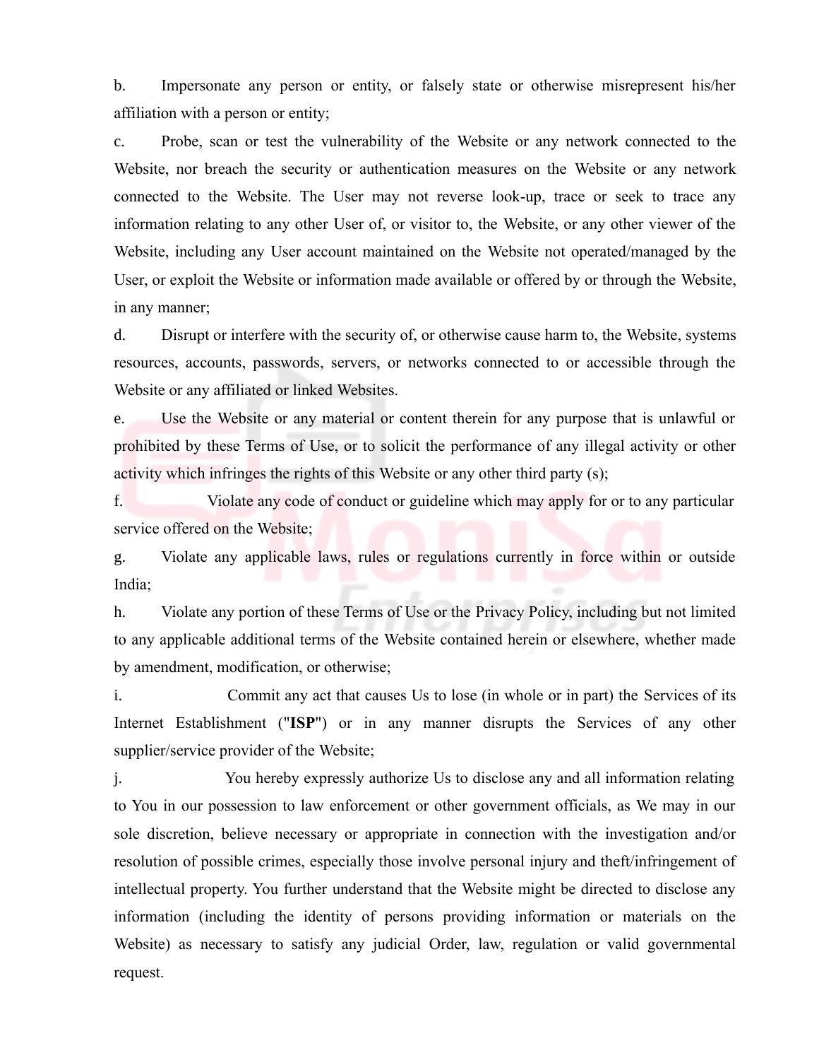b. Impersonate any person or entity, or falsely state or otherwise misrepresent his/her affiliation with a person or entity;

c. Probe, scan or test the vulnerability of the Website or any network connected to the Website, nor breach the security or authentication measures on the Website or any network connected to the Website. The User may not reverse look-up, trace or seek to trace any information relating to any other User of, or visitor to, the Website, or any other viewer of the Website, including any User account maintained on the Website not operated/managed by the User, or exploit the Website or information made available or offered by or through the Website, in any manner;

d. Disrupt or interfere with the security of, or otherwise cause harm to, the Website, systems resources, accounts, passwords, servers, or networks connected to or accessible through the Website or any affiliated or linked Websites.

e. Use the Website or any material or content therein for any purpose that is unlawful or prohibited by these Terms of Use, or to solicit the performance of any illegal activity or other activity which infringes the rights of this Website or any other third party (s);

f. Violate any code of conduct or guideline which may apply for or to any particular service offered on the Website;

g. Violate any applicable laws, rules or regulations currently in force within or outside India;

h. Violate any portion of these Terms of Use or the Privacy Policy, including but not limited to any applicable additional terms of the Website contained herein or elsewhere, whether made by amendment, modification, or otherwise;

i. Commit any act that causes Us to lose (in whole or in part) the Services of its Internet Establishment ("**ISP**") or in any manner disrupts the Services of any other supplier/service provider of the Website;

j. You hereby expressly authorize Us to disclose any and all information relating to You in our possession to law enforcement or other government officials, as We may in our sole discretion, believe necessary or appropriate in connection with the investigation and/or resolution of possible crimes, especially those involve personal injury and theft/infringement of intellectual property. You further understand that the Website might be directed to disclose any information (including the identity of persons providing information or materials on the Website) as necessary to satisfy any judicial Order, law, regulation or valid governmental request.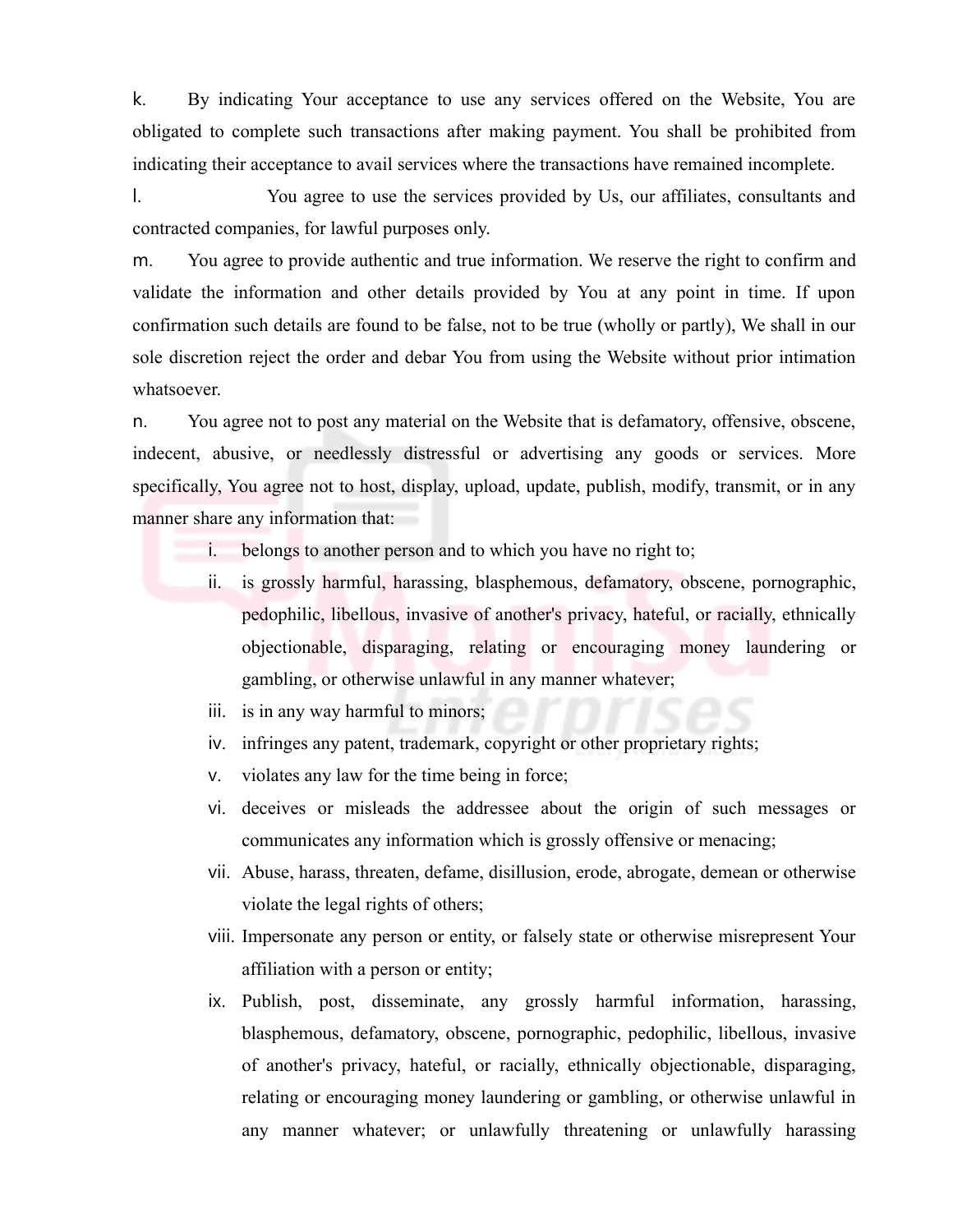k. By indicating Your acceptance to use any services offered on the Website, You are obligated to complete such transactions after making payment. You shall be prohibited from indicating their acceptance to avail services where the transactions have remained incomplete.

l. You agree to use the services provided by Us, our affiliates, consultants and contracted companies, for lawful purposes only.

m. You agree to provide authentic and true information. We reserve the right to confirm and validate the information and other details provided by You at any point in time. If upon confirmation such details are found to be false, not to be true (wholly or partly), We shall in our sole discretion reject the order and debar You from using the Website without prior intimation whatsoever.

n. You agree not to post any material on the Website that is defamatory, offensive, obscene, indecent, abusive, or needlessly distressful or advertising any goods or services. More specifically, You agree not to host, display, upload, update, publish, modify, transmit, or in any manner share any information that:

i. belongs to another person and to which you have no right to;
ii. is grossly harmful, harassing, blasphemous, defamatory, obscene, pornographic, pedophilic, libellous, invasive of another's privacy, hateful, or racially, ethnically objectionable, disparaging, relating or encouraging money laundering or gambling, or otherwise unlawful in any manner whatever;
iii. is in any way harmful to minors;
iv. infringes any patent, trademark, copyright or other proprietary rights;
v. violates any law for the time being in force;
vi. deceives or misleads the addressee about the origin of such messages or communicates any information which is grossly offensive or menacing;
vii. Abuse, harass, threaten, defame, disillusion, erode, abrogate, demean or otherwise violate the legal rights of others;
viii. Impersonate any person or entity, or falsely state or otherwise misrepresent Your affiliation with a person or entity;
ix. Publish, post, disseminate, any grossly harmful information, harassing, blasphemous, defamatory, obscene, pornographic, pedophilic, libellous, invasive of another's privacy, hateful, or racially, ethnically objectionable, disparaging, relating or encouraging money laundering or gambling, or otherwise unlawful in any manner whatever; or unlawfully threatening or unlawfully harassing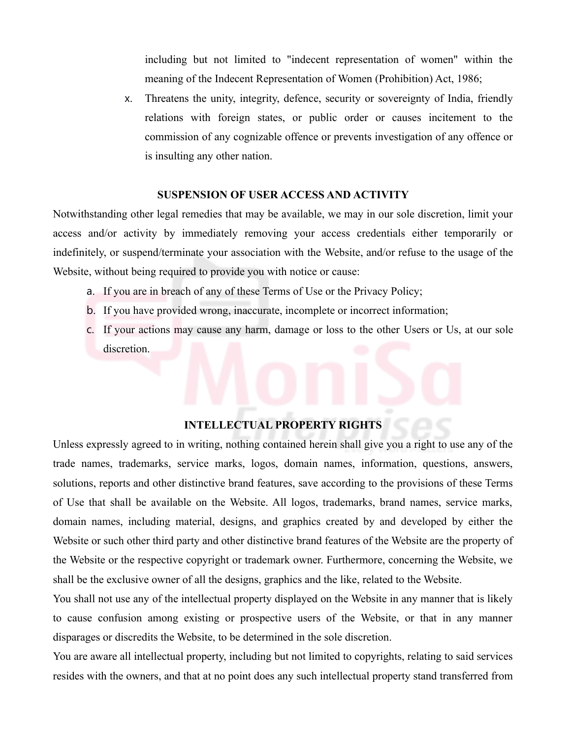including but not limited to "indecent representation of women" within the meaning of the Indecent Representation of Women (Prohibition) Act, 1986;

x. Threatens the unity, integrity, defence, security or sovereignty of India, friendly relations with foreign states, or public order or causes incitement to the commission of any cognizable offence or prevents investigation of any offence or is insulting any other nation.

## SUSPENSION OF USER ACCESS AND ACTIVITY

Notwithstanding other legal remedies that may be available, we may in our sole discretion, limit your access and/or activity by immediately removing your access credentials either temporarily or indefinitely, or suspend/terminate your association with the Website, and/or refuse to the usage of the Website, without being required to provide you with notice or cause:

a. If you are in breach of any of these Terms of Use or the Privacy Policy;
b. If you have provided wrong, inaccurate, incomplete or incorrect information;
c. If your actions may cause any harm, damage or loss to the other Users or Us, at our sole discretion.

## INTELLECTUAL PROPERTY RIGHTS

Unless expressly agreed to in writing, nothing contained herein shall give you a right to use any of the trade names, trademarks, service marks, logos, domain names, information, questions, answers, solutions, reports and other distinctive brand features, save according to the provisions of these Terms of Use that shall be available on the Website. All logos, trademarks, brand names, service marks, domain names, including material, designs, and graphics created by and developed by either the Website or such other third party and other distinctive brand features of the Website are the property of the Website or the respective copyright or trademark owner. Furthermore, concerning the Website, we shall be the exclusive owner of all the designs, graphics and the like, related to the Website.

You shall not use any of the intellectual property displayed on the Website in any manner that is likely to cause confusion among existing or prospective users of the Website, or that in any manner disparages or discredits the Website, to be determined in the sole discretion.

You are aware all intellectual property, including but not limited to copyrights, relating to said services resides with the owners, and that at no point does any such intellectual property stand transferred from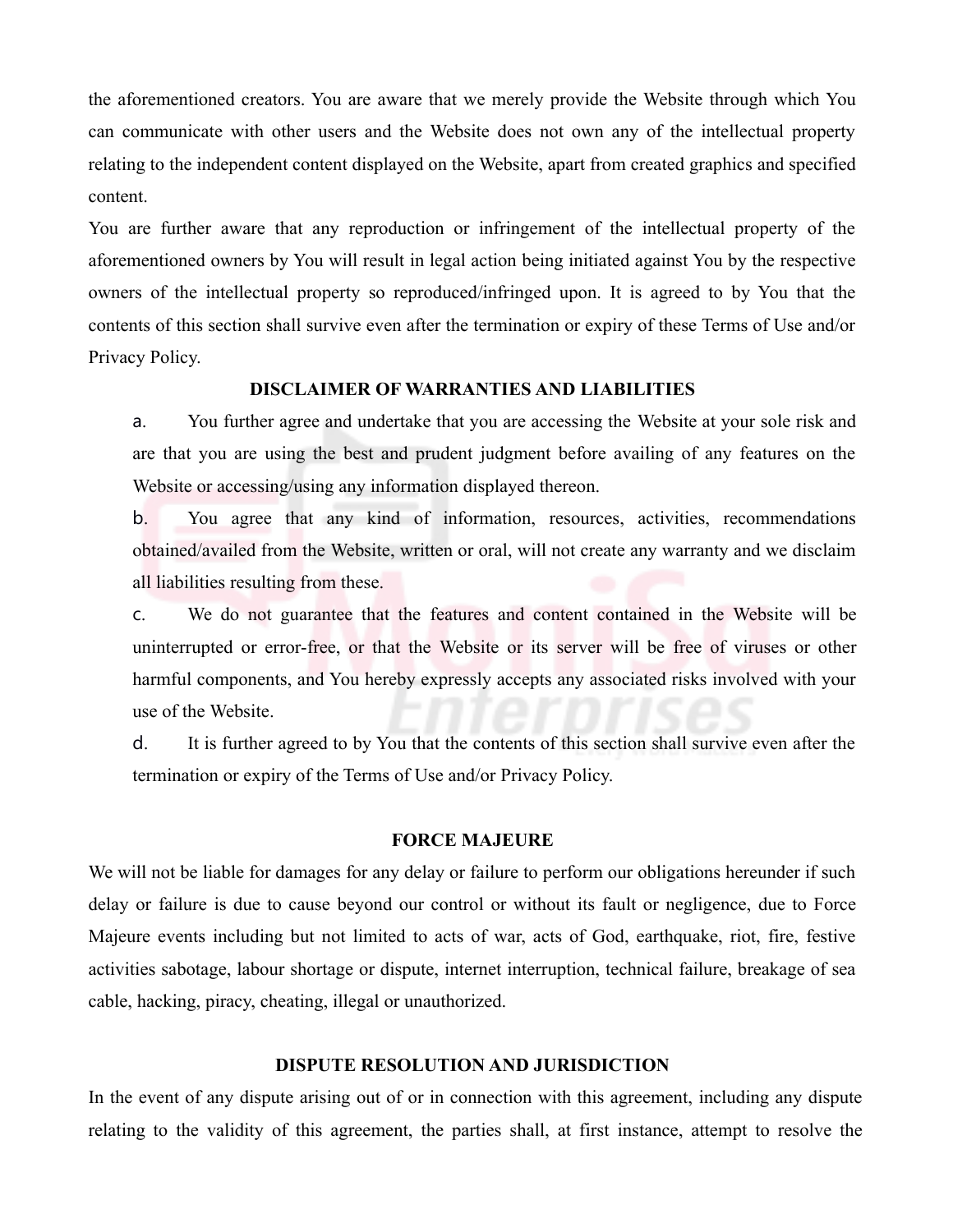the aforementioned creators. You are aware that we merely provide the Website through which You can communicate with other users and the Website does not own any of the intellectual property relating to the independent content displayed on the Website, apart from created graphics and specified content.

You are further aware that any reproduction or infringement of the intellectual property of the aforementioned owners by You will result in legal action being initiated against You by the respective owners of the intellectual property so reproduced/infringed upon. It is agreed to by You that the contents of this section shall survive even after the termination or expiry of these Terms of Use and/or Privacy Policy.

**DISCLAIMER OF WARRANTIES AND LIABILITIES**

a. You further agree and undertake that you are accessing the Website at your sole risk and are that you are using the best and prudent judgment before availing of any features on the Website or accessing/using any information displayed thereon.

b. You agree that any kind of information, resources, activities, recommendations obtained/availed from the Website, written or oral, will not create any warranty and we disclaim all liabilities resulting from these.

c. We do not guarantee that the features and content contained in the Website will be uninterrupted or error-free, or that the Website or its server will be free of viruses or other harmful components, and You hereby expressly accepts any associated risks involved with your use of the Website.

d. It is further agreed to by You that the contents of this section shall survive even after the termination or expiry of the Terms of Use and/or Privacy Policy.

**FORCE MAJEURE**

We will not be liable for damages for any delay or failure to perform our obligations hereunder if such delay or failure is due to cause beyond our control or without its fault or negligence, due to Force Majeure events including but not limited to acts of war, acts of God, earthquake, riot, fire, festive activities sabotage, labour shortage or dispute, internet interruption, technical failure, breakage of sea cable, hacking, piracy, cheating, illegal or unauthorized.

**DISPUTE RESOLUTION AND JURISDICTION**

In the event of any dispute arising out of or in connection with this agreement, including any dispute relating to the validity of this agreement, the parties shall, at first instance, attempt to resolve the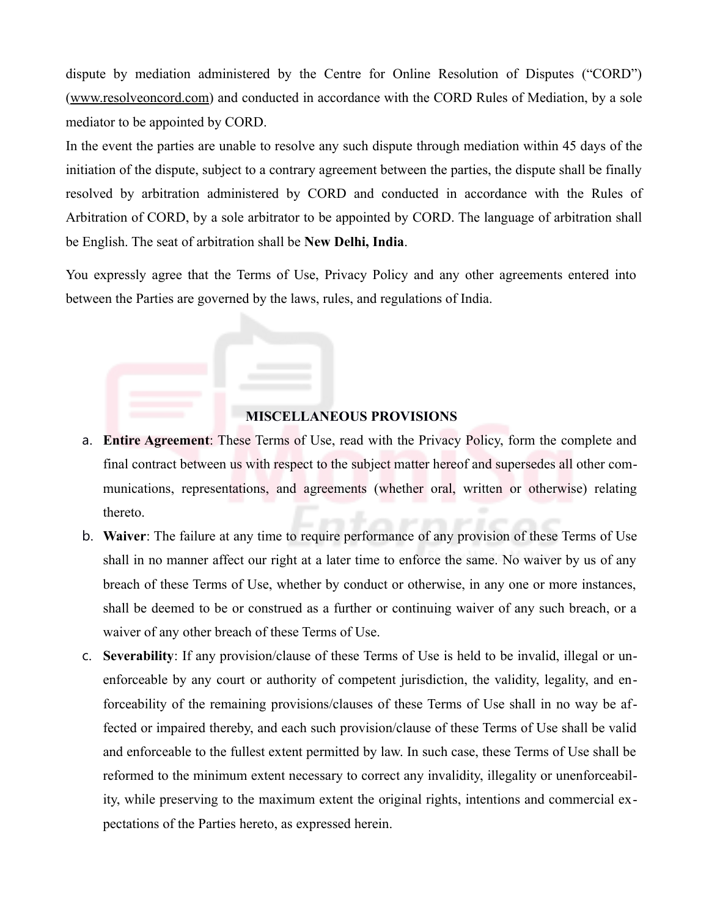dispute by mediation administered by the Centre for Online Resolution of Disputes ("CORD") (www.resolveoncord.com) and conducted in accordance with the CORD Rules of Mediation, by a sole mediator to be appointed by CORD.

In the event the parties are unable to resolve any such dispute through mediation within 45 days of the initiation of the dispute, subject to a contrary agreement between the parties, the dispute shall be finally resolved by arbitration administered by CORD and conducted in accordance with the Rules of Arbitration of CORD, by a sole arbitrator to be appointed by CORD. The language of arbitration shall be English. The seat of arbitration shall be **New Delhi, India**.

You expressly agree that the Terms of Use, Privacy Policy and any other agreements entered into between the Parties are governed by the laws, rules, and regulations of India.

## MISCELLANEOUS PROVISIONS

a. **Entire Agreement**: These Terms of Use, read with the Privacy Policy, form the complete and final contract between us with respect to the subject matter hereof and supersedes all other communications, representations, and agreements (whether oral, written or otherwise) relating thereto.

b. **Waiver**: The failure at any time to require performance of any provision of these Terms of Use shall in no manner affect our right at a later time to enforce the same. No waiver by us of any breach of these Terms of Use, whether by conduct or otherwise, in any one or more instances, shall be deemed to be or construed as a further or continuing waiver of any such breach, or a waiver of any other breach of these Terms of Use.

c. **Severability**: If any provision/clause of these Terms of Use is held to be invalid, illegal or unenforceable by any court or authority of competent jurisdiction, the validity, legality, and enforceability of the remaining provisions/clauses of these Terms of Use shall in no way be affected or impaired thereby, and each such provision/clause of these Terms of Use shall be valid and enforceable to the fullest extent permitted by law. In such case, these Terms of Use shall be reformed to the minimum extent necessary to correct any invalidity, illegality or unenforceability, while preserving to the maximum extent the original rights, intentions and commercial expectations of the Parties hereto, as expressed herein.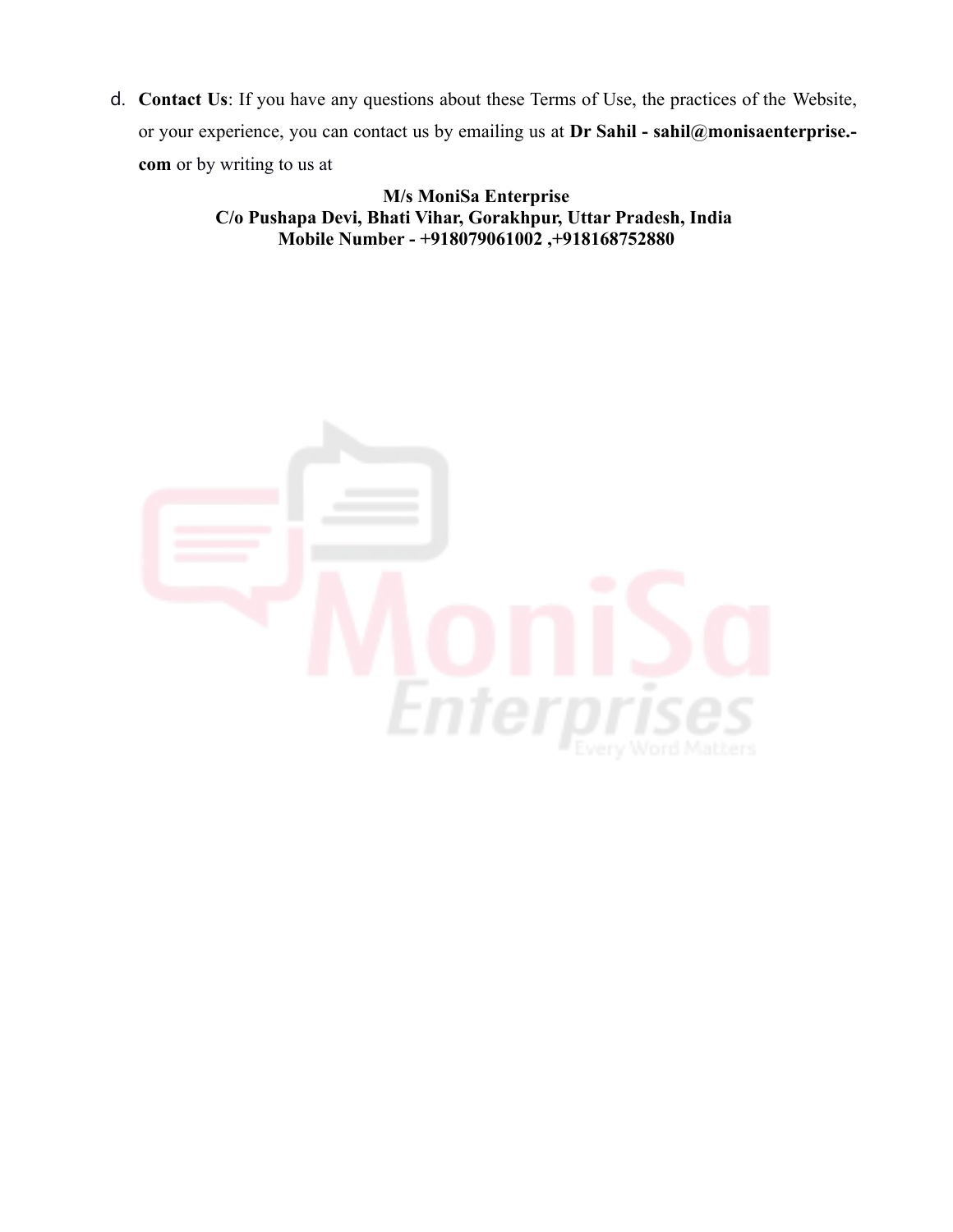d. **Contact Us**: If you have any questions about these Terms of Use, the practices of the Website, or your experience, you can contact us by emailing us at **Dr Sahil - sahil@monisaenterprise.com** or by writing to us at

**M/s MoniSa Enterprise**
**C/o Pushapa Devi, Bhati Vihar, Gorakhpur, Uttar Pradesh, India**
**Mobile Number - +918079061002 ,+918168752880**